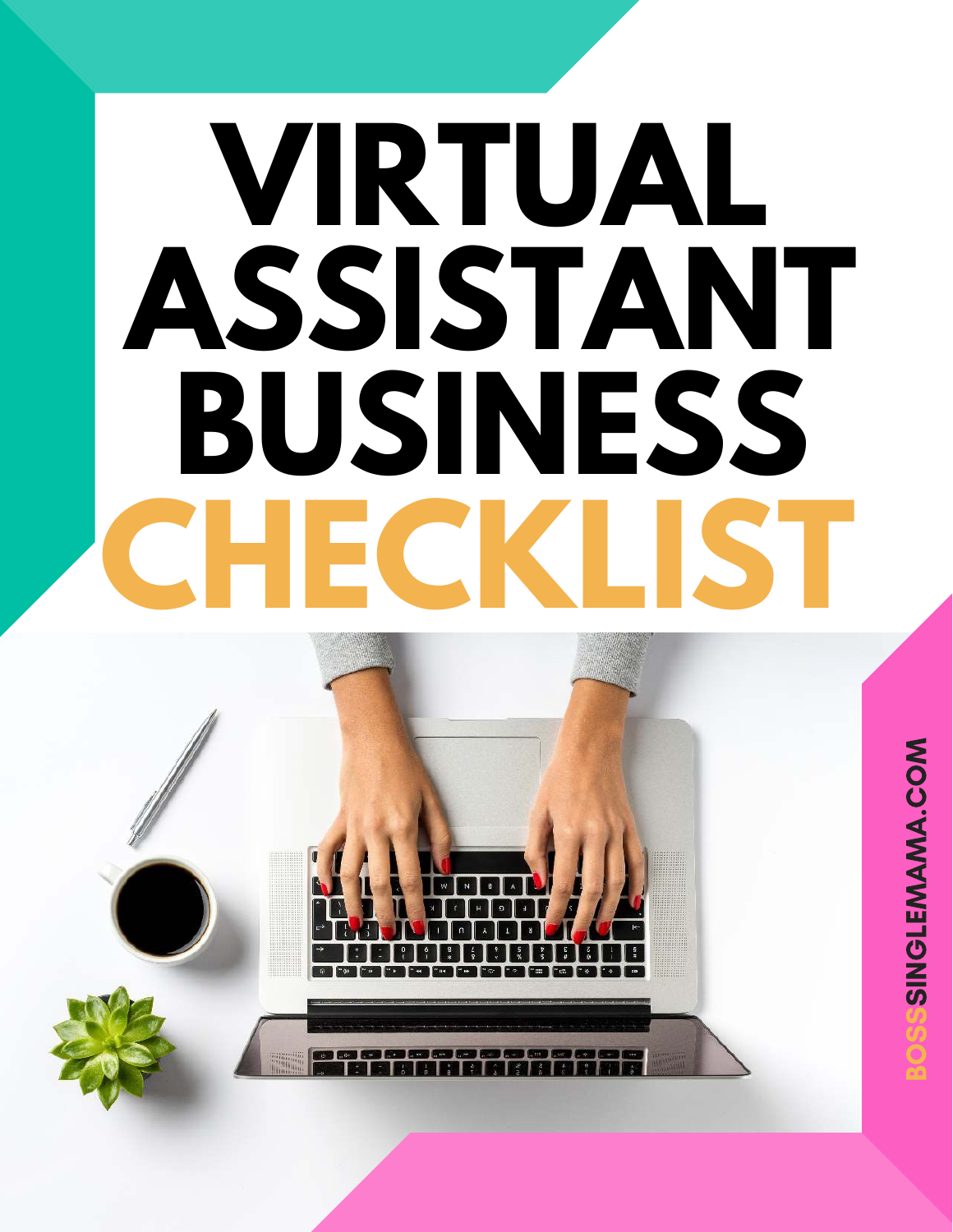# VIRTUAL ASSISTANT BUSINESS CHECKLIST

BOSSSINGLEMAMA.COM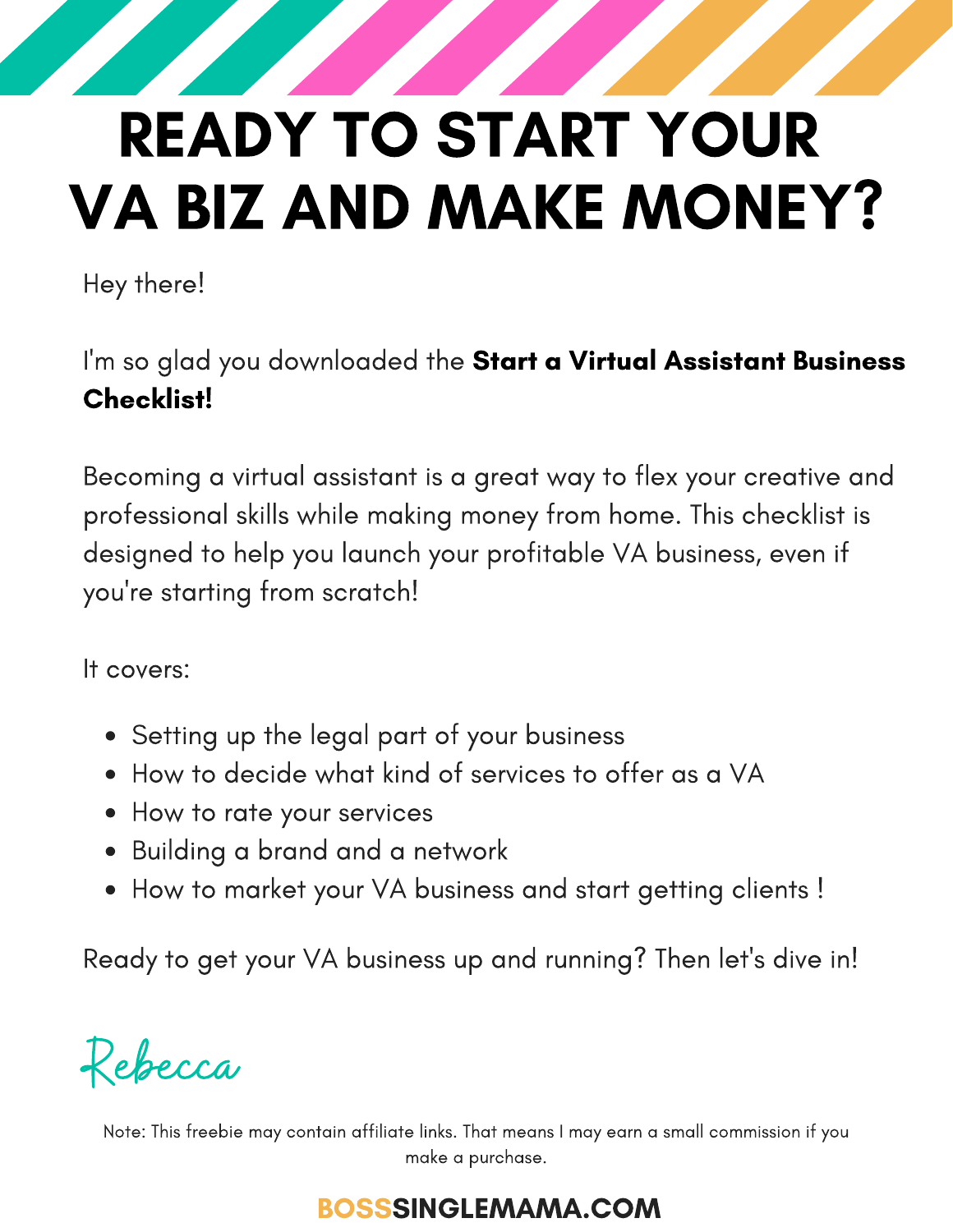# READY TO START YOUR VA BIZ AND MAKE MONEY?

Hey there!

I'm so glad you downloaded the **Start a Virtual Assistant Business Checklist!**

Becoming a virtual assistant is a great way to flex your creative and professional skills while making money from home. This checklist is designed to help you launch your profitable VA business, even if you're starting from scratch!

It covers:

- Setting up the legal part of your business
- How to decide what kind of services to offer as a VA
- How to rate your services
- Building a brand and a network
- How to market your VA business and start getting clients !

Ready to get your VA business up and running? Then let's dive in!

*Rebecca*

Note: This freebie may contain affiliate links. That means I may earn a small commission if you make a purchase.

**BOSSSINGLEMAMA.COM**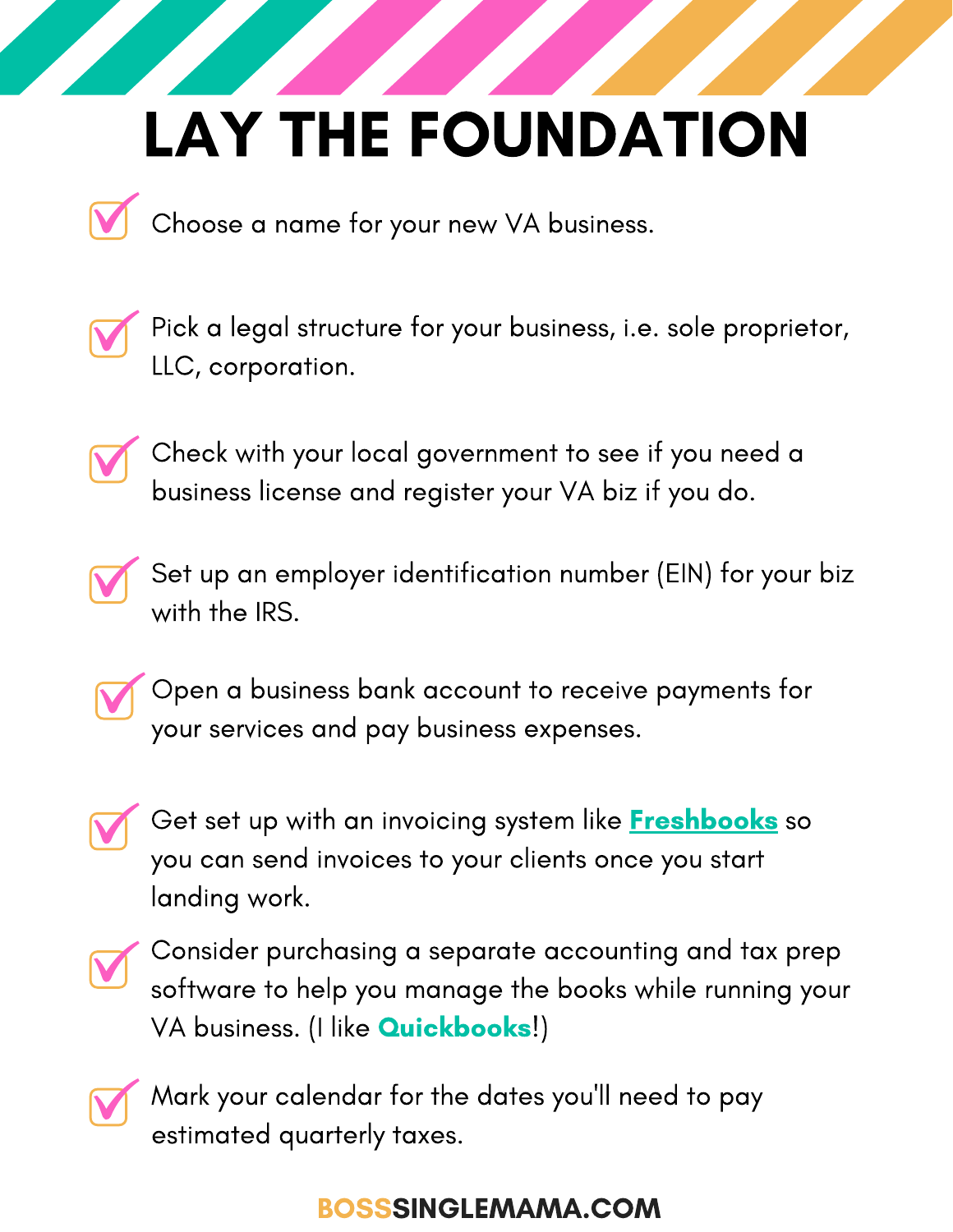# LAY THE FOUNDATION

- Choose a name for your new VA business.
- Pick a legal structure for your business, i.e. sole proprietor, LLC, corporation.
- Check with your local government to see if you need a business license and register your VA biz if you do.
- Set up an employer identification number (EIN) for your biz with the IRS.
- Open a business bank account to receive payments for your services and pay business expenses.
- Get set up with an invoicing system like **Freshbooks** so you can send invoices to your clients once you start landing work.
- Consider purchasing a separate accounting and tax prep software to help you manage the books while running your VA business. (I like **Quickbooks**!)
- Mark your calendar for the dates you'll need to pay estimated quarterly taxes.

BOSSSINGLEMAMA.COM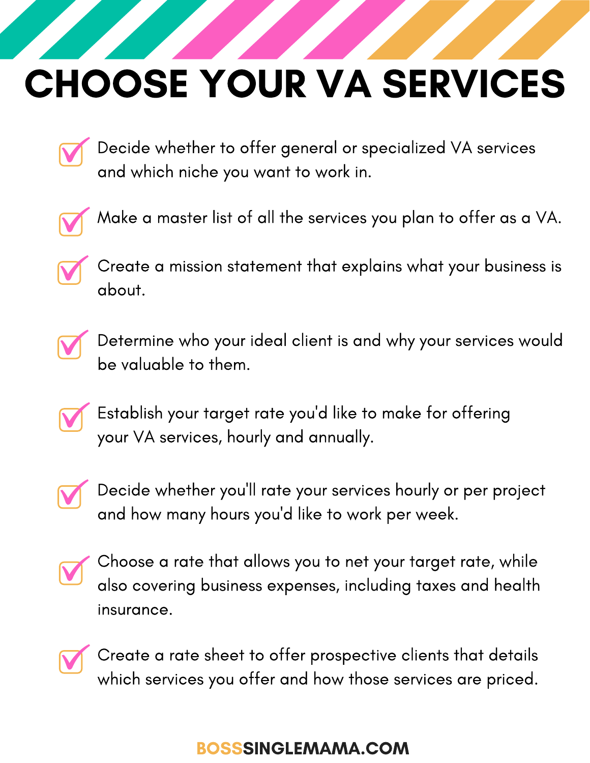# CHOOSE YOUR VA SERVICES

- Decide whether to offer general or specialized VA services and which niche you want to work in.
- Make a master list of all the services you plan to offer as a VA.
- Create a mission statement that explains what your business is about.
- Determine who your ideal client is and why your services would be valuable to them.
- Establish your target rate you'd like to make for offering your VA services, hourly and annually.
- Decide whether you'll rate your services hourly or per project and how many hours you'd like to work per week.
- Choose a rate that allows you to net your target rate, while also covering business expenses, including taxes and health insurance.
- Create a rate sheet to offer prospective clients that details which services you offer and how those services are priced.

BOSSSINGLEMAMA.COM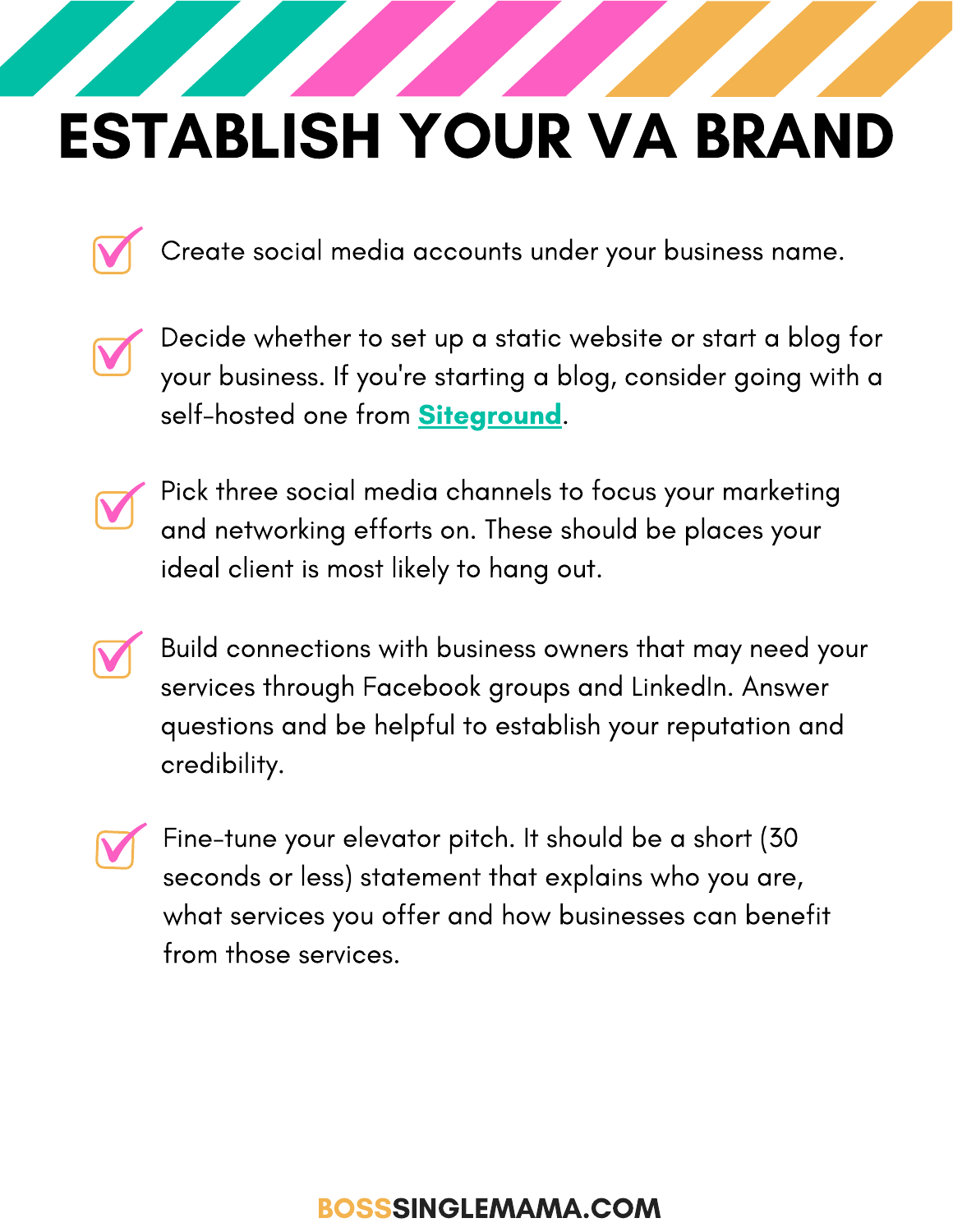# ESTABLISH YOUR VA BRAND

- Create social media accounts under your business name.
- Decide whether to set up a static website or start a blog for your business. If you're starting a blog, consider going with a self-hosted one from **Siteground**.
- Pick three social media channels to focus your marketing and networking efforts on. These should be places your ideal client is most likely to hang out.
- Build connections with business owners that may need your services through Facebook groups and LinkedIn. Answer questions and be helpful to establish your reputation and credibility.
- Fine-tune your elevator pitch. It should be a short (30 seconds or less) statement that explains who you are, what services you offer and how businesses can benefit from those services.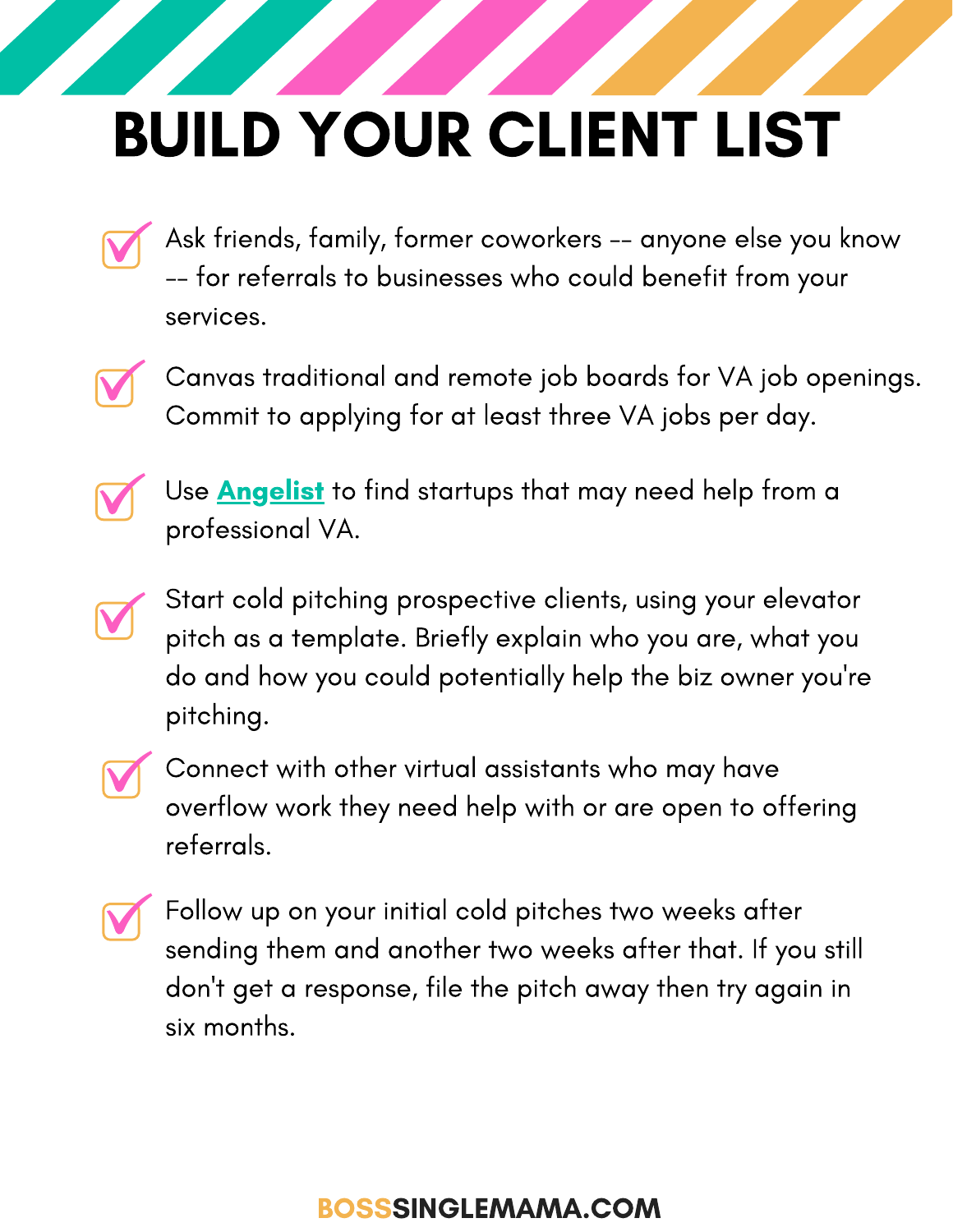# BUILD YOUR CLIENT LIST

- Ask friends, family, former coworkers -- anyone else you know -- for referrals to businesses who could benefit from your services.
- Canvas traditional and remote job boards for VA job openings. Commit to applying for at least three VA jobs per day.
- Use **Angelist** to find startups that may need help from a professional VA.
- Start cold pitching prospective clients, using your elevator pitch as a template. Briefly explain who you are, what you do and how you could potentially help the biz owner you're pitching.
- Connect with other virtual assistants who may have overflow work they need help with or are open to offering referrals.
- Follow up on your initial cold pitches two weeks after sending them and another two weeks after that. If you still don't get a response, file the pitch away then try again in six months.

**BOSSSINGLEMAMA.COM**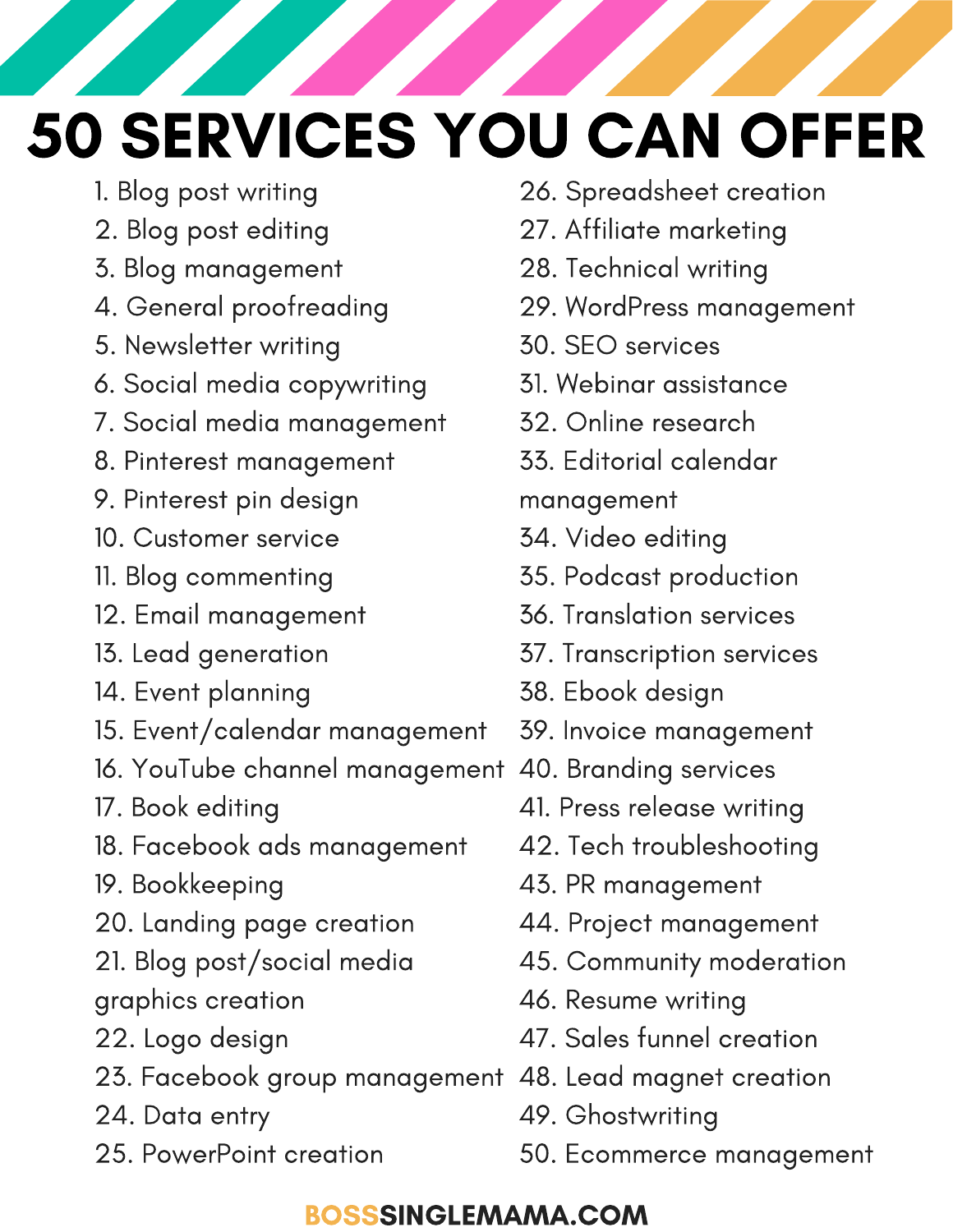# 50 SERVICES YOU CAN OFFER

1. Blog post writing
2. Blog post editing
3. Blog management
4. General proofreading
5. Newsletter writing
6. Social media copywriting
7. Social media management
8. Pinterest management
9. Pinterest pin design
10. Customer service
11. Blog commenting
12. Email management
13. Lead generation
14. Event planning
15. Event/calendar management
16. YouTube channel management
17. Book editing
18. Facebook ads management
19. Bookkeeping
20. Landing page creation
21. Blog post/social media graphics creation
22. Logo design
23. Facebook group management
24. Data entry
25. PowerPoint creation
26. Spreadsheet creation
27. Affiliate marketing
28. Technical writing
29. WordPress management
30. SEO services
31. Webinar assistance
32. Online research
33. Editorial calendar management
34. Video editing
35. Podcast production
36. Translation services
37. Transcription services
38. Ebook design
39. Invoice management
40. Branding services
41. Press release writing
42. Tech troubleshooting
43. PR management
44. Project management
45. Community moderation
46. Resume writing
47. Sales funnel creation
48. Lead magnet creation
49. Ghostwriting
50. Ecommerce management

BOSSSINGLEMAMA.COM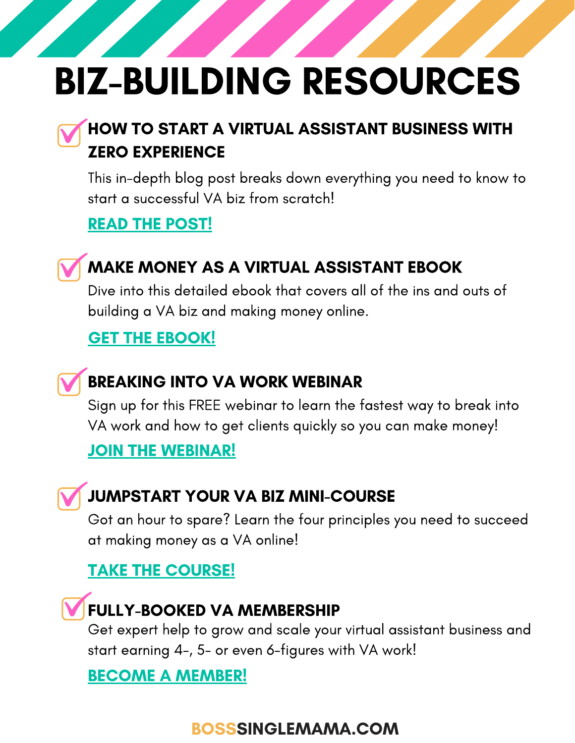# BIZ-BUILDING RESOURCES

### HOW TO START A VIRTUAL ASSISTANT BUSINESS WITH ZERO EXPERIENCE

This in-depth blog post breaks down everything you need to know to start a successful VA biz from scratch!

**READ THE POST!**

### MAKE MONEY AS A VIRTUAL ASSISTANT EBOOK

Dive into this detailed ebook that covers all of the ins and outs of building a VA biz and making money online.

**GET THE EBOOK!**

### BREAKING INTO VA WORK WEBINAR

Sign up for this FREE webinar to learn the fastest way to break into VA work and how to get clients quickly so you can make money!

**JOIN THE WEBINAR!**

### JUMPSTART YOUR VA BIZ MINI-COURSE

Got an hour to spare? Learn the four principles you need to succeed at making money as a VA online!

**TAKE THE COURSE!**

### FULLY-BOOKED VA MEMBERSHIP

Get expert help to grow and scale your virtual assistant business and start earning 4-, 5- or even 6-figures with VA work!

**BECOME A MEMBER!**

BOSSSINGLEMAMA.COM